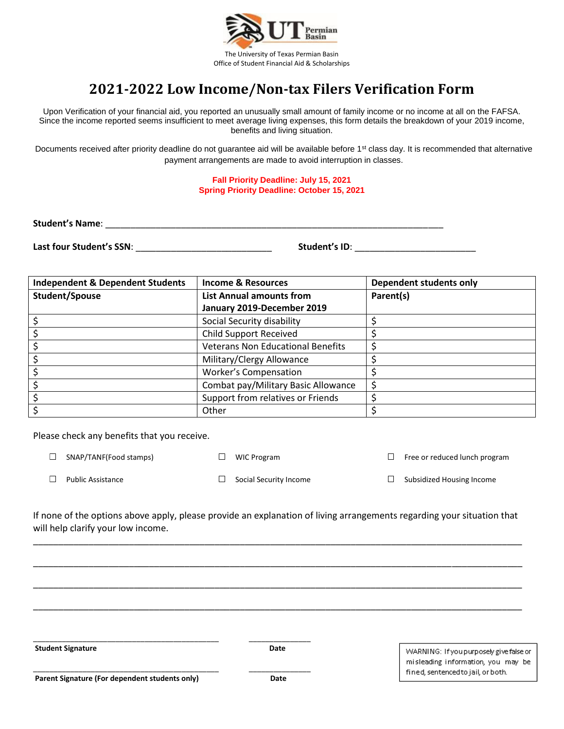The University of Texas Permian Basin
Office of Student Financial Aid & Scholarships

# 2021-2022 Low Income/Non-tax Filers Verification Form

Upon Verification of your financial aid, you reported an unusually small amount of family income or no income at all on the FAFSA. Since the income reported seems insufficient to meet average living expenses, this form details the breakdown of your 2019 income, benefits and living situation.

Documents received after priority deadline do not guarantee aid will be available before 1st class day. It is recommended that alternative payment arrangements are made to avoid interruption in classes.

**Fall Priority Deadline: July 15, 2021**
**Spring Priority Deadline: October 15, 2021**

**Student's Name**: ______________________________________________________________________

**Last four Student's SSN**: ___________________________ **Student's ID**: ________________________

| Independent & Dependent Students | Income & Resources | Dependent students only |
|---|---|---|
| **Student/Spouse** | **List Annual amounts from January 2019-December 2019** | **Parent(s)** |
| $ | Social Security disability | $ |
| $ | Child Support Received | $ |
| $ | Veterans Non Educational Benefits | $ |
| $ | Military/Clergy Allowance | $ |
| $ | Worker's Compensation | $ |
| $ | Combat pay/Military Basic Allowance | $ |
| $ | Support from relatives or Friends | $ |
| $ | Other | $ |

Please check any benefits that you receive.

- ☐ SNAP/TANF(Food stamps)
- ☐ WIC Program
- ☐ Free or reduced lunch program
- ☐ Public Assistance
- ☐ Social Security Income
- ☐ Subsidized Housing Income

If none of the options above apply, please provide an explanation of living arrangements regarding your situation that will help clarify your low income.

_____________________________________________________________________________________________

_____________________________________________________________________________________________

_____________________________________________________________________________________________

_____________________________________________________________________________________________

_________________________________________ ______________
**Student Signature** **Date**

_________________________________________ ______________
**Parent Signature (For dependent students only)** **Date**

WARNING: If you purposely give false or misleading information, you may be fined, sentenced to jail, or both.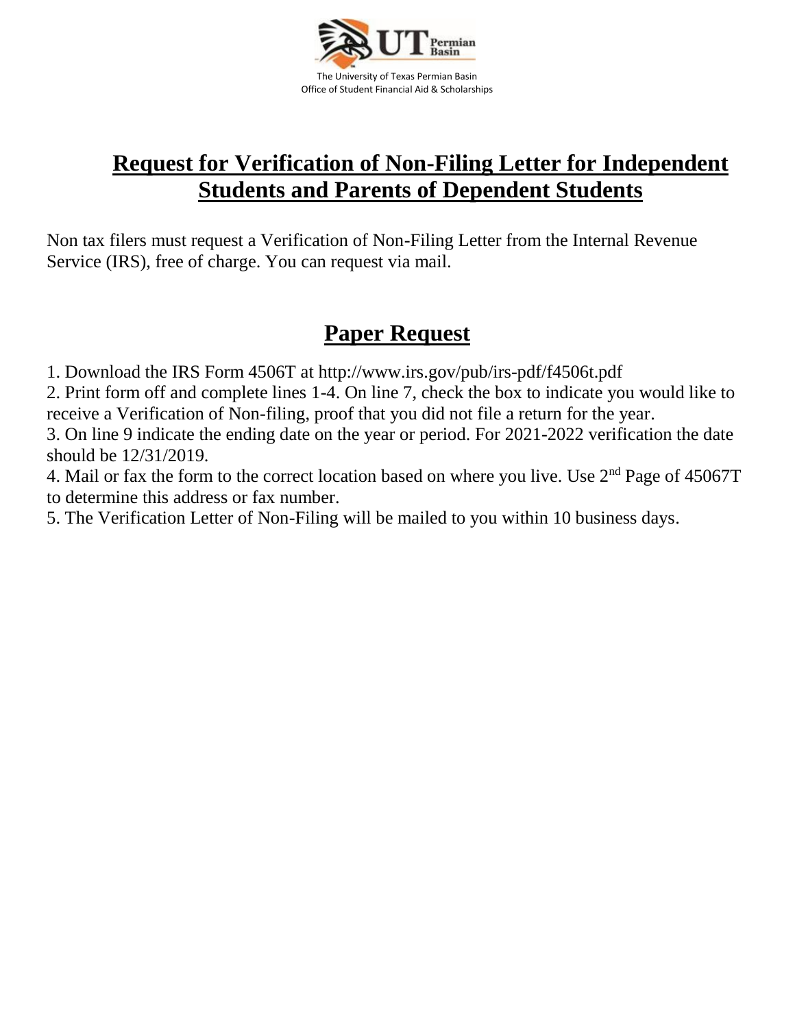The University of Texas Permian Basin
Office of Student Financial Aid & Scholarships

# Request for Verification of Non-Filing Letter for Independent Students and Parents of Dependent Students

Non tax filers must request a Verification of Non-Filing Letter from the Internal Revenue Service (IRS), free of charge. You can request via mail.

## Paper Request

1. Download the IRS Form 4506T at http://www.irs.gov/pub/irs-pdf/f4506t.pdf
2. Print form off and complete lines 1-4. On line 7, check the box to indicate you would like to receive a Verification of Non-filing, proof that you did not file a return for the year.
3. On line 9 indicate the ending date on the year or period. For 2021-2022 verification the date should be 12/31/2019.
4. Mail or fax the form to the correct location based on where you live. Use 2nd Page of 45067T to determine this address or fax number.
5. The Verification Letter of Non-Filing will be mailed to you within 10 business days.